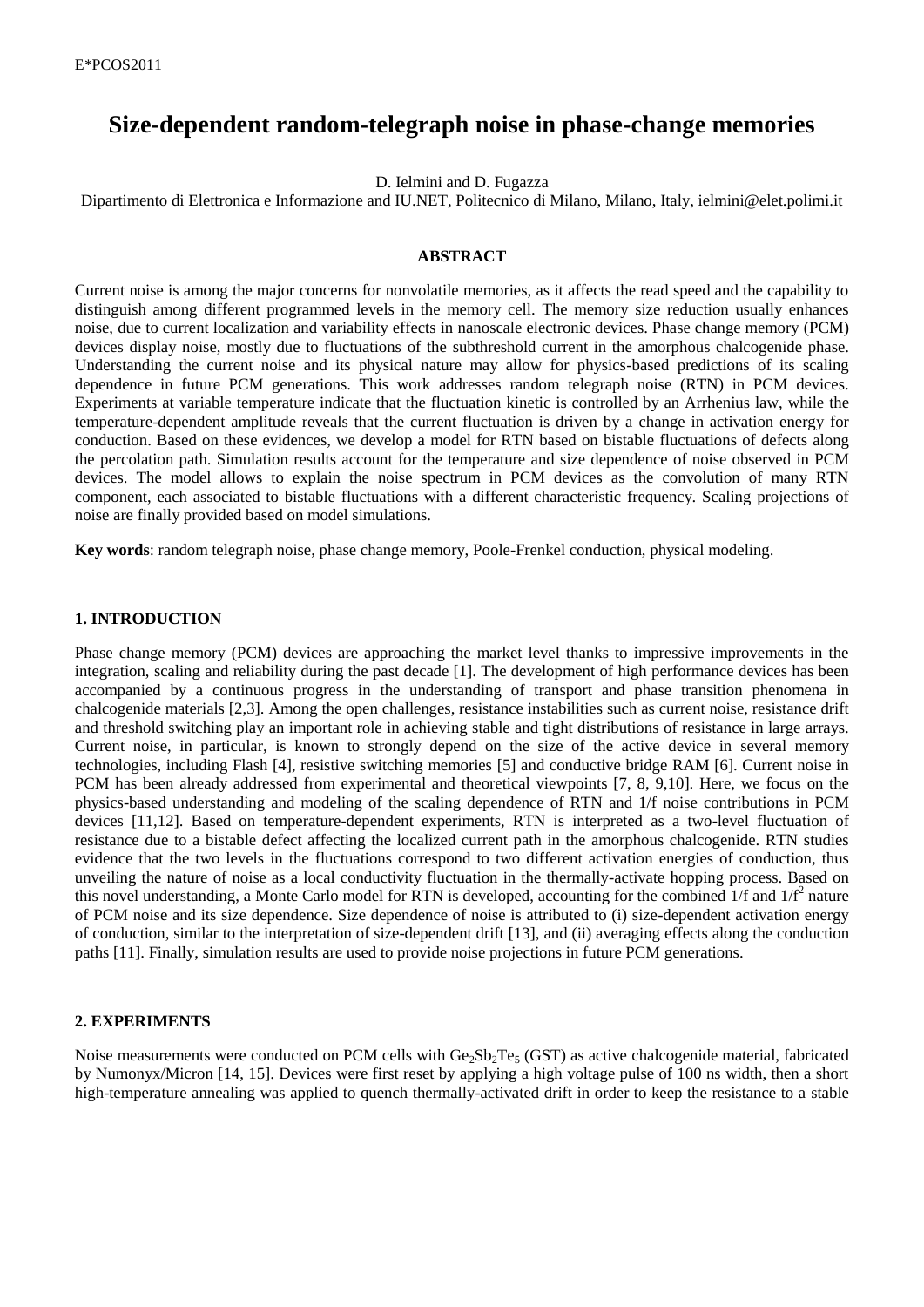# Size-dependent random-telegraph noise in phase-change memories

D. Ielmini and D. Fugazza

Dipartimento di Elettronica e Informazione and IU.NET, Politecnico di Milano, Milano, Italy, ielmini@elet.polimi.it

## ABSTRACT

Current noise is among the major concerns for nonvolatile memories, as it affects the read speed and the capability to distinguish among different programmed levels in the memory cell. The memory size reduction usually enhances noise, due to current localization and variability effects in nanoscale electronic devices. Phase change memory (PCM) devices display noise, mostly due to fluctuations of the subthreshold current in the amorphous chalcogenide phase. Understanding the current noise and its physical nature may allow for physics-based predictions of its scaling dependence in future PCM generations. This work addresses random telegraph noise (RTN) in PCM devices. Experiments at variable temperature indicate that the fluctuation kinetic is controlled by an Arrhenius law, while the temperature-dependent amplitude reveals that the current fluctuation is driven by a change in activation energy for conduction. Based on these evidences, we develop a model for RTN based on bistable fluctuations of defects along the percolation path. Simulation results account for the temperature and size dependence of noise observed in PCM devices. The model allows to explain the noise spectrum in PCM devices as the convolution of many RTN component, each associated to bistable fluctuations with a different characteristic frequency. Scaling projections of noise are finally provided based on model simulations.

**Key words**: random telegraph noise, phase change memory, Poole-Frenkel conduction, physical modeling.

## 1. INTRODUCTION

Phase change memory (PCM) devices are approaching the market level thanks to impressive improvements in the integration, scaling and reliability during the past decade [1]. The development of high performance devices has been accompanied by a continuous progress in the understanding of transport and phase transition phenomena in chalcogenide materials [2,3]. Among the open challenges, resistance instabilities such as current noise, resistance drift and threshold switching play an important role in achieving stable and tight distributions of resistance in large arrays. Current noise, in particular, is known to strongly depend on the size of the active device in several memory technologies, including Flash [4], resistive switching memories [5] and conductive bridge RAM [6]. Current noise in PCM has been already addressed from experimental and theoretical viewpoints [7, 8, 9,10]. Here, we focus on the physics-based understanding and modeling of the scaling dependence of RTN and 1/f noise contributions in PCM devices [11,12]. Based on temperature-dependent experiments, RTN is interpreted as a two-level fluctuation of resistance due to a bistable defect affecting the localized current path in the amorphous chalcogenide. RTN studies evidence that the two levels in the fluctuations correspond to two different activation energies of conduction, thus unveiling the nature of noise as a local conductivity fluctuation in the thermally-activate hopping process. Based on this novel understanding, a Monte Carlo model for RTN is developed, accounting for the combined 1/f and $1/f^2$ nature of PCM noise and its size dependence. Size dependence of noise is attributed to (i) size-dependent activation energy of conduction, similar to the interpretation of size-dependent drift [13], and (ii) averaging effects along the conduction paths [11]. Finally, simulation results are used to provide noise projections in future PCM generations.

## 2. EXPERIMENTS

Noise measurements were conducted on PCM cells with $Ge_2Sb_2Te_5$ (GST) as active chalcogenide material, fabricated by Numonyx/Micron [14, 15]. Devices were first reset by applying a high voltage pulse of 100 ns width, then a short high-temperature annealing was applied to quench thermally-activated drift in order to keep the resistance to a stable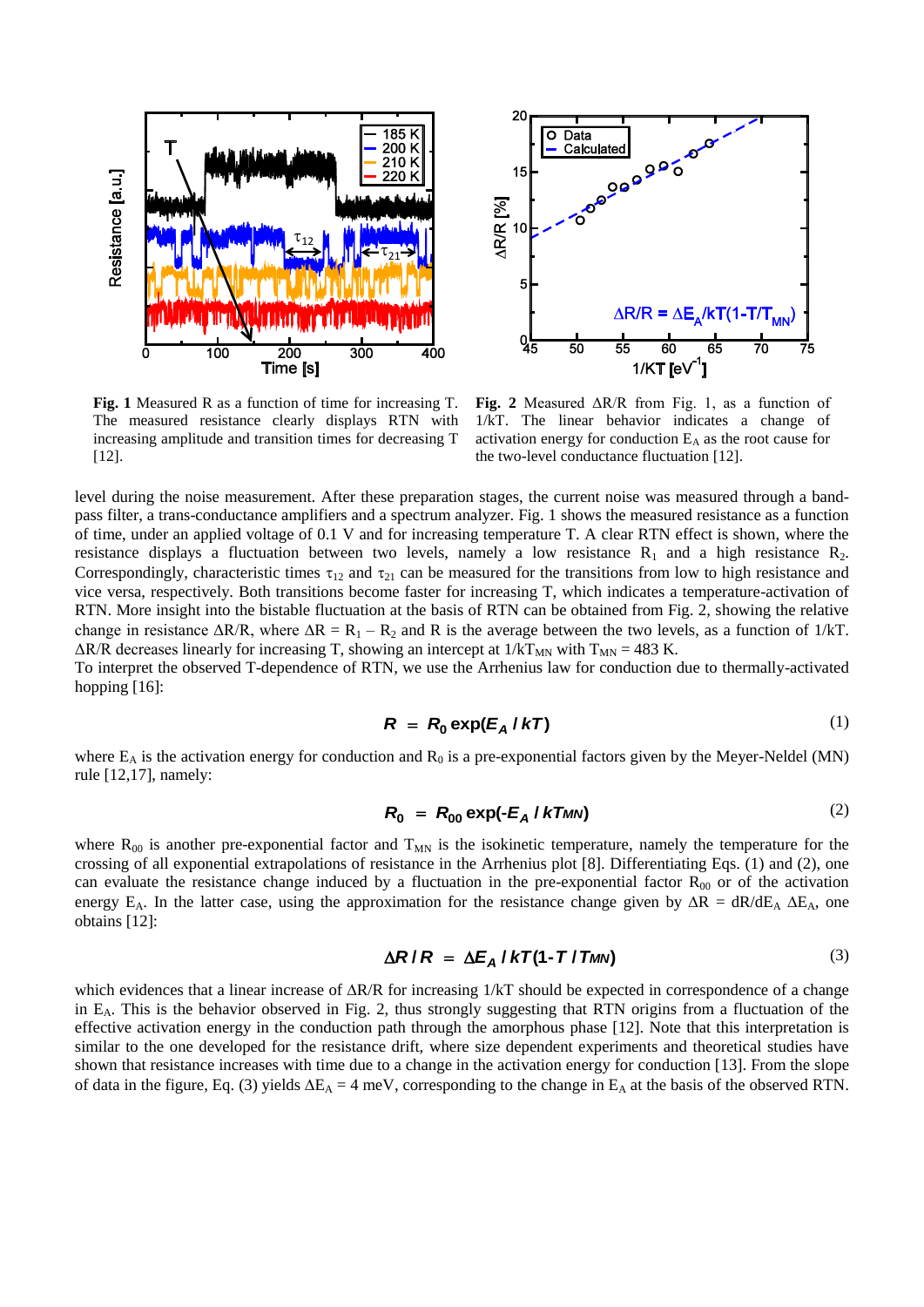**Fig. 1** Measured R as a function of time for increasing T. The measured resistance clearly displays RTN with increasing amplitude and transition times for decreasing T [12].

**Fig. 2** Measured $\Delta R/R$ from Fig. 1, as a function of 1/kT. The linear behavior indicates a change of activation energy for conduction $E_A$ as the root cause for the two-level conductance fluctuation [12].

level during the noise measurement. After these preparation stages, the current noise was measured through a band-pass filter, a trans-conductance amplifiers and a spectrum analyzer. Fig. 1 shows the measured resistance as a function of time, under an applied voltage of 0.1 V and for increasing temperature T. A clear RTN effect is shown, where the resistance displays a fluctuation between two levels, namely a low resistance $R_1$ and a high resistance $R_2$. Correspondingly, characteristic times $\tau_{12}$ and $\tau_{21}$ can be measured for the transitions from low to high resistance and vice versa, respectively. Both transitions become faster for increasing T, which indicates a temperature-activation of RTN. More insight into the bistable fluctuation at the basis of RTN can be obtained from Fig. 2, showing the relative change in resistance $\Delta R/R$, where $\Delta R = R_1 - R_2$ and R is the average between the two levels, as a function of 1/kT. $\Delta R/R$ decreases linearly for increasing T, showing an intercept at $1/kT_{MN}$ with $T_{MN} = 483$ K.

To interpret the observed T-dependence of RTN, we use the Arrhenius law for conduction due to thermally-activated hopping [16]:

$$R = R_0 \exp(E_A / kT) \tag{1}$$

where $E_A$ is the activation energy for conduction and $R_0$ is a pre-exponential factors given by the Meyer-Neldel (MN) rule [12,17], namely:

$$R_0 = R_{00} \exp(-E_A / kT_{MN}) \tag{2}$$

where $R_{00}$ is another pre-exponential factor and $T_{MN}$ is the isokinetic temperature, namely the temperature for the crossing of all exponential extrapolations of resistance in the Arrhenius plot [8]. Differentiating Eqs. (1) and (2), one can evaluate the resistance change induced by a fluctuation in the pre-exponential factor $R_{00}$ or of the activation energy $E_A$. In the latter case, using the approximation for the resistance change given by $\Delta R = dR/dE_A \, \Delta E_A$, one obtains [12]:

$$\Delta R / R = \Delta E_A / kT(1 - T / T_{MN}) \tag{3}$$

which evidences that a linear increase of $\Delta R/R$ for increasing 1/kT should be expected in correspondence of a change in $E_A$. This is the behavior observed in Fig. 2, thus strongly suggesting that RTN origins from a fluctuation of the effective activation energy in the conduction path through the amorphous phase [12]. Note that this interpretation is similar to the one developed for the resistance drift, where size dependent experiments and theoretical studies have shown that resistance increases with time due to a change in the activation energy for conduction [13]. From the slope of data in the figure, Eq. (3) yields $\Delta E_A = 4$ meV, corresponding to the change in $E_A$ at the basis of the observed RTN.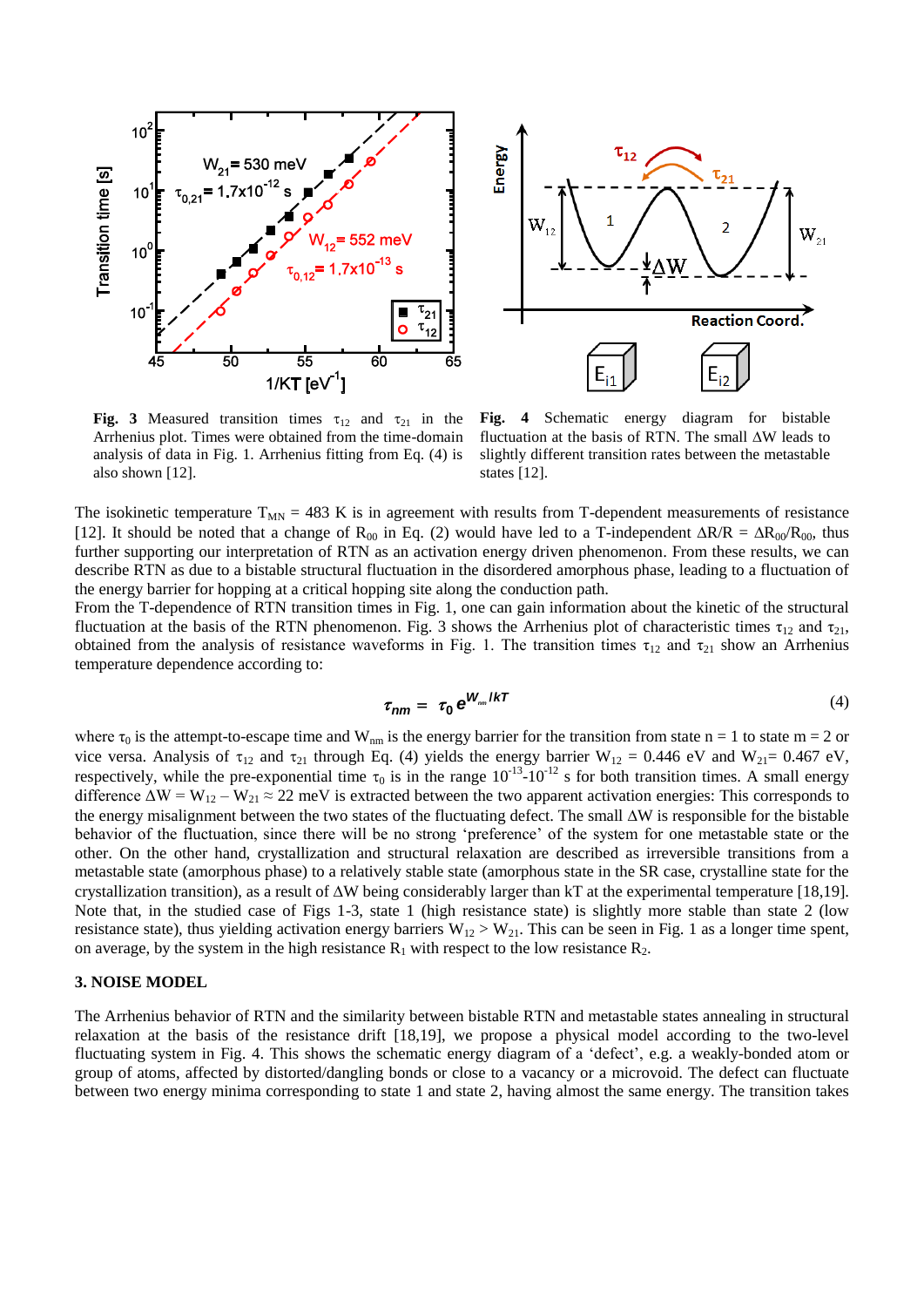**Fig. 3** Measured transition times $\tau_{12}$ and $\tau_{21}$ in the Arrhenius plot. Times were obtained from the time-domain analysis of data in Fig. 1. Arrhenius fitting from Eq. (4) is also shown [12].

**Fig. 4** Schematic energy diagram for bistable fluctuation at the basis of RTN. The small $\Delta W$ leads to slightly different transition rates between the metastable states [12].

The isokinetic temperature $T_{MN}$ = 483 K is in agreement with results from T-dependent measurements of resistance [12]. It should be noted that a change of $R_{00}$ in Eq. (2) would have led to a T-independent $\Delta R/R = \Delta R_{00}/R_{00}$, thus further supporting our interpretation of RTN as an activation energy driven phenomenon. From these results, we can describe RTN as due to a bistable structural fluctuation in the disordered amorphous phase, leading to a fluctuation of the energy barrier for hopping at a critical hopping site along the conduction path.

From the T-dependence of RTN transition times in Fig. 1, one can gain information about the kinetic of the structural fluctuation at the basis of the RTN phenomenon. Fig. 3 shows the Arrhenius plot of characteristic times $\tau_{12}$ and $\tau_{21}$, obtained from the analysis of resistance waveforms in Fig. 1. The transition times $\tau_{12}$ and $\tau_{21}$ show an Arrhenius temperature dependence according to:

$$\tau_{nm} = \tau_0 e^{W_{nm}/kT} \tag{4}$$

where $\tau_0$ is the attempt-to-escape time and $W_{nm}$ is the energy barrier for the transition from state n = 1 to state m = 2 or vice versa. Analysis of $\tau_{12}$ and $\tau_{21}$ through Eq. (4) yields the energy barrier $W_{12}$ = 0.446 eV and $W_{21}$= 0.467 eV, respectively, while the pre-exponential time $\tau_0$ is in the range $10^{-13}$-$10^{-12}$ s for both transition times. A small energy difference $\Delta W = W_{12} - W_{21} \approx 22$ meV is extracted between the two apparent activation energies: This corresponds to the energy misalignment between the two states of the fluctuating defect. The small $\Delta W$ is responsible for the bistable behavior of the fluctuation, since there will be no strong 'preference' of the system for one metastable state or the other. On the other hand, crystallization and structural relaxation are described as irreversible transitions from a metastable state (amorphous phase) to a relatively stable state (amorphous state in the SR case, crystalline state for the crystallization transition), as a result of $\Delta W$ being considerably larger than kT at the experimental temperature [18,19]. Note that, in the studied case of Figs 1-3, state 1 (high resistance state) is slightly more stable than state 2 (low resistance state), thus yielding activation energy barriers $W_{12} > W_{21}$. This can be seen in Fig. 1 as a longer time spent, on average, by the system in the high resistance $R_1$ with respect to the low resistance $R_2$.

## 3. NOISE MODEL

The Arrhenius behavior of RTN and the similarity between bistable RTN and metastable states annealing in structural relaxation at the basis of the resistance drift [18,19], we propose a physical model according to the two-level fluctuating system in Fig. 4. This shows the schematic energy diagram of a 'defect', e.g. a weakly-bonded atom or group of atoms, affected by distorted/dangling bonds or close to a vacancy or a microvoid. The defect can fluctuate between two energy minima corresponding to state 1 and state 2, having almost the same energy. The transition takes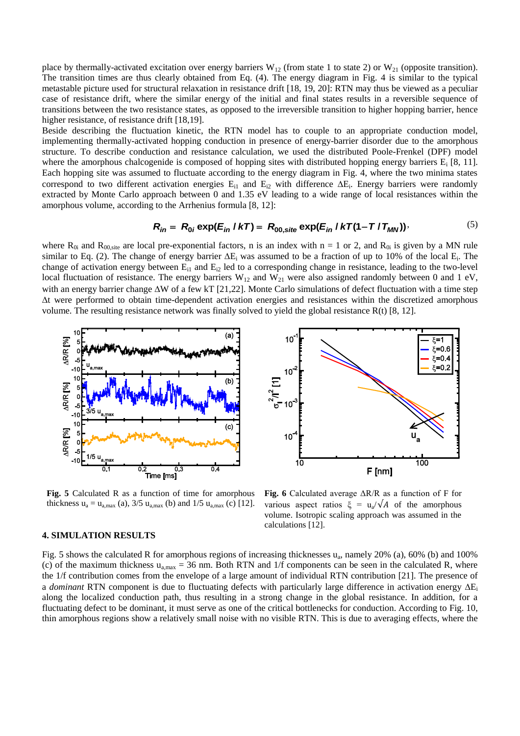place by thermally-activated excitation over energy barriers $W_{12}$ (from state 1 to state 2) or $W_{21}$ (opposite transition). The transition times are thus clearly obtained from Eq. (4). The energy diagram in Fig. 4 is similar to the typical metastable picture used for structural relaxation in resistance drift [18, 19, 20]: RTN may thus be viewed as a peculiar case of resistance drift, where the similar energy of the initial and final states results in a reversible sequence of transitions between the two resistance states, as opposed to the irreversible transition to higher hopping barrier, hence higher resistance, of resistance drift [18,19].

Beside describing the fluctuation kinetic, the RTN model has to couple to an appropriate conduction model, implementing thermally-activated hopping conduction in presence of energy-barrier disorder due to the amorphous structure. To describe conduction and resistance calculation, we used the distributed Poole-Frenkel (DPF) model where the amorphous chalcogenide is composed of hopping sites with distributed hopping energy barriers $E_i$ [8, 11]. Each hopping site was assumed to fluctuate according to the energy diagram in Fig. 4, where the two minima states correspond to two different activation energies $E_{i1}$ and $E_{i2}$ with difference $\Delta E_i$. Energy barriers were randomly extracted by Monte Carlo approach between 0 and 1.35 eV leading to a wide range of local resistances within the amorphous volume, according to the Arrhenius formula [8, 12]:

$$R_{in} = R_{0i} \exp(E_{in}/kT) = R_{00,site} \exp(E_{in}/kT(1-T/T_{MN})), \tag{5}$$

where $R_{0i}$ and $R_{00,site}$ are local pre-exponential factors, n is an index with n = 1 or 2, and $R_{0i}$ is given by a MN rule similar to Eq. (2). The change of energy barrier $\Delta E_i$ was assumed to be a fraction of up to 10% of the local $E_i$. The change of activation energy between $E_{i1}$ and $E_{i2}$ led to a corresponding change in resistance, leading to the two-level local fluctuation of resistance. The energy barriers $W_{12}$ and $W_{21}$ were also assigned randomly between 0 and 1 eV, with an energy barrier change $\Delta W$ of a few kT [21,22]. Monte Carlo simulations of defect fluctuation with a time step $\Delta t$ were performed to obtain time-dependent activation energies and resistances within the discretized amorphous volume. The resulting resistance network was finally solved to yield the global resistance R(t) [8, 12].

**Fig. 5** Calculated R as a function of time for amorphous thickness $u_a = u_{a,max}$ (a), 3/5 $u_{a,max}$ (b) and 1/5 $u_{a,max}$ (c) [12].

**Fig. 6** Calculated average $\Delta R/R$ as a function of F for various aspect ratios $\xi = u_a/\sqrt{A}$ of the amorphous volume. Isotropic scaling approach was assumed in the calculations [12].

## 4. SIMULATION RESULTS

Fig. 5 shows the calculated R for amorphous regions of increasing thicknesses $u_a$, namely 20% (a), 60% (b) and 100% (c) of the maximum thickness $u_{a,max}$ = 36 nm. Both RTN and 1/f components can be seen in the calculated R, where the 1/f contribution comes from the envelope of a large amount of individual RTN contribution [21]. The presence of a *dominant* RTN component is due to fluctuating defects with particularly large difference in activation energy $\Delta E_i$ along the localized conduction path, thus resulting in a strong change in the global resistance. In addition, for a fluctuating defect to be dominant, it must serve as one of the critical bottlenecks for conduction. According to Fig. 10, thin amorphous regions show a relatively small noise with no visible RTN. This is due to averaging effects, where the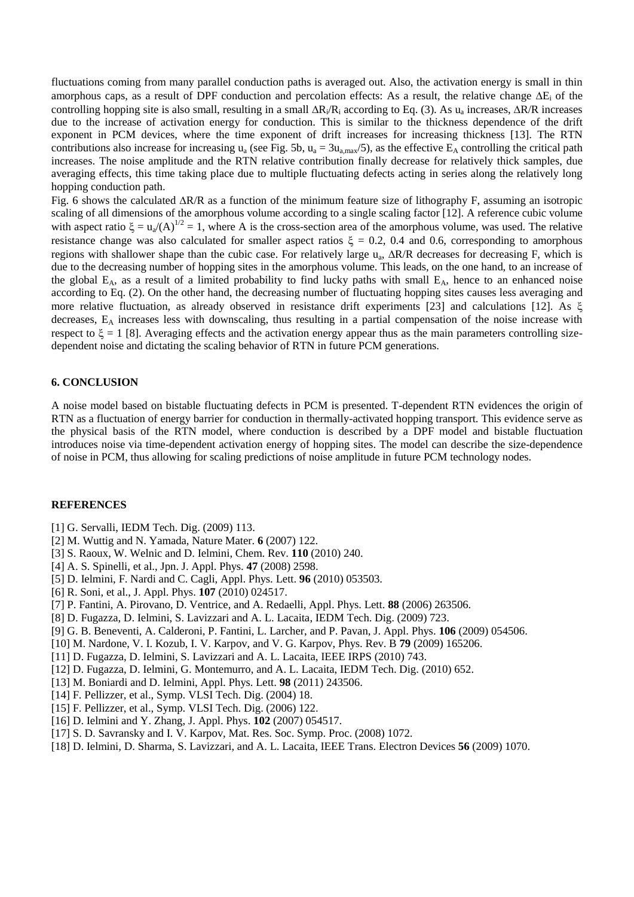fluctuations coming from many parallel conduction paths is averaged out. Also, the activation energy is small in thin amorphous caps, as a result of DPF conduction and percolation effects: As a result, the relative change $\Delta E_i$ of the controlling hopping site is also small, resulting in a small $\Delta R_i/R_i$ according to Eq. (3). As $u_a$ increases, $\Delta R/R$ increases due to the increase of activation energy for conduction. This is similar to the thickness dependence of the drift exponent in PCM devices, where the time exponent of drift increases for increasing thickness [13]. The RTN contributions also increase for increasing $u_a$ (see Fig. 5b, $u_a = 3u_{a,max}/5$), as the effective $E_A$ controlling the critical path increases. The noise amplitude and the RTN relative contribution finally decrease for relatively thick samples, due averaging effects, this time taking place due to multiple fluctuating defects acting in series along the relatively long hopping conduction path.

Fig. 6 shows the calculated $\Delta R/R$ as a function of the minimum feature size of lithography F, assuming an isotropic scaling of all dimensions of the amorphous volume according to a single scaling factor [12]. A reference cubic volume with aspect ratio $\xi = u_a/(A)^{1/2} = 1$, where A is the cross-section area of the amorphous volume, was used. The relative resistance change was also calculated for smaller aspect ratios $\xi$ = 0.2, 0.4 and 0.6, corresponding to amorphous regions with shallower shape than the cubic case. For relatively large $u_a$, $\Delta R/R$ decreases for decreasing F, which is due to the decreasing number of hopping sites in the amorphous volume. This leads, on the one hand, to an increase of the global $E_A$, as a result of a limited probability to find lucky paths with small $E_A$, hence to an enhanced noise according to Eq. (2). On the other hand, the decreasing number of fluctuating hopping sites causes less averaging and more relative fluctuation, as already observed in resistance drift experiments [23] and calculations [12]. As $\xi$ decreases, $E_A$ increases less with downscaling, thus resulting in a partial compensation of the noise increase with respect to $\xi = 1$ [8]. Averaging effects and the activation energy appear thus as the main parameters controlling size-dependent noise and dictating the scaling behavior of RTN in future PCM generations.

## 6. CONCLUSION

A noise model based on bistable fluctuating defects in PCM is presented. T-dependent RTN evidences the origin of RTN as a fluctuation of energy barrier for conduction in thermally-activated hopping transport. This evidence serve as the physical basis of the RTN model, where conduction is described by a DPF model and bistable fluctuation introduces noise via time-dependent activation energy of hopping sites. The model can describe the size-dependence of noise in PCM, thus allowing for scaling predictions of noise amplitude in future PCM technology nodes.

## REFERENCES

[1] G. Servalli, IEDM Tech. Dig. (2009) 113.
[2] M. Wuttig and N. Yamada, Nature Mater. **6** (2007) 122.
[3] S. Raoux, W. Welnic and D. Ielmini, Chem. Rev. **110** (2010) 240.
[4] A. S. Spinelli, et al., Jpn. J. Appl. Phys. **47** (2008) 2598.
[5] D. Ielmini, F. Nardi and C. Cagli, Appl. Phys. Lett. **96** (2010) 053503.
[6] R. Soni, et al., J. Appl. Phys. **107** (2010) 024517.
[7] P. Fantini, A. Pirovano, D. Ventrice, and A. Redaelli, Appl. Phys. Lett. **88** (2006) 263506.
[8] D. Fugazza, D. Ielmini, S. Lavizzari and A. L. Lacaita, IEDM Tech. Dig. (2009) 723.
[9] G. B. Beneventi, A. Calderoni, P. Fantini, L. Larcher, and P. Pavan, J. Appl. Phys. **106** (2009) 054506.
[10] M. Nardone, V. I. Kozub, I. V. Karpov, and V. G. Karpov, Phys. Rev. B **79** (2009) 165206.
[11] D. Fugazza, D. Ielmini, S. Lavizzari and A. L. Lacaita, IEEE IRPS (2010) 743.
[12] D. Fugazza, D. Ielmini, G. Montemurro, and A. L. Lacaita, IEDM Tech. Dig. (2010) 652.
[13] M. Boniardi and D. Ielmini, Appl. Phys. Lett. **98** (2011) 243506.
[14] F. Pellizzer, et al., Symp. VLSI Tech. Dig. (2004) 18.
[15] F. Pellizzer, et al., Symp. VLSI Tech. Dig. (2006) 122.
[16] D. Ielmini and Y. Zhang, J. Appl. Phys. **102** (2007) 054517.
[17] S. D. Savransky and I. V. Karpov, Mat. Res. Soc. Symp. Proc. (2008) 1072.
[18] D. Ielmini, D. Sharma, S. Lavizzari, and A. L. Lacaita, IEEE Trans. Electron Devices **56** (2009) 1070.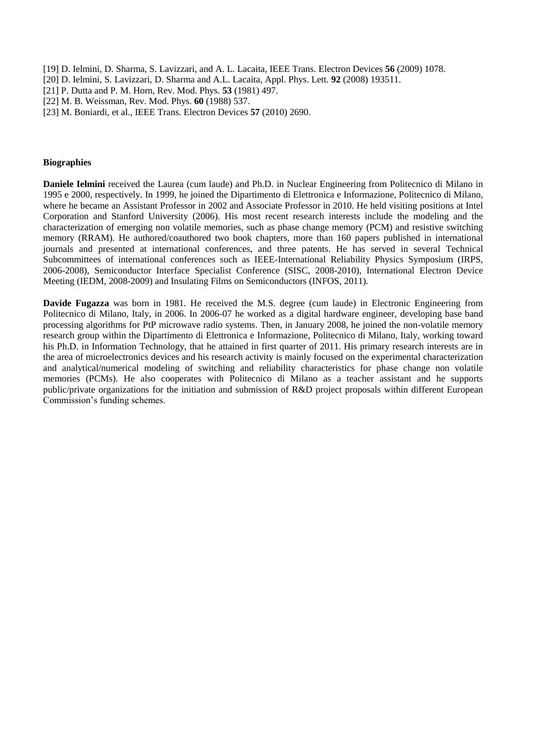[19] D. Ielmini, D. Sharma, S. Lavizzari, and A. L. Lacaita, IEEE Trans. Electron Devices **56** (2009) 1078.
[20] D. Ielmini, S. Lavizzari, D. Sharma and A.L. Lacaita, Appl. Phys. Lett. **92** (2008) 193511.
[21] P. Dutta and P. M. Horn, Rev. Mod. Phys. **53** (1981) 497.
[22] M. B. Weissman, Rev. Mod. Phys. **60** (1988) 537.
[23] M. Boniardi, et al., IEEE Trans. Electron Devices **57** (2010) 2690.

**Biographies**

**Daniele Ielmini** received the Laurea (cum laude) and Ph.D. in Nuclear Engineering from Politecnico di Milano in 1995 e 2000, respectively. In 1999, he joined the Dipartimento di Elettronica e Informazione, Politecnico di Milano, where he became an Assistant Professor in 2002 and Associate Professor in 2010. He held visiting positions at Intel Corporation and Stanford University (2006). His most recent research interests include the modeling and the characterization of emerging non volatile memories, such as phase change memory (PCM) and resistive switching memory (RRAM). He authored/coauthored two book chapters, more than 160 papers published in international journals and presented at international conferences, and three patents. He has served in several Technical Subcommittees of international conferences such as IEEE-International Reliability Physics Symposium (IRPS, 2006-2008), Semiconductor Interface Specialist Conference (SISC, 2008-2010), International Electron Device Meeting (IEDM, 2008-2009) and Insulating Films on Semiconductors (INFOS, 2011).

**Davide Fugazza** was born in 1981. He received the M.S. degree (cum laude) in Electronic Engineering from Politecnico di Milano, Italy, in 2006. In 2006-07 he worked as a digital hardware engineer, developing base band processing algorithms for PtP microwave radio systems. Then, in January 2008, he joined the non-volatile memory research group within the Dipartimento di Elettronica e Informazione, Politecnico di Milano, Italy, working toward his Ph.D. in Information Technology, that he attained in first quarter of 2011. His primary research interests are in the area of microelectronics devices and his research activity is mainly focused on the experimental characterization and analytical/numerical modeling of switching and reliability characteristics for phase change non volatile memories (PCMs). He also cooperates with Politecnico di Milano as a teacher assistant and he supports public/private organizations for the initiation and submission of R&D project proposals within different European Commission's funding schemes.